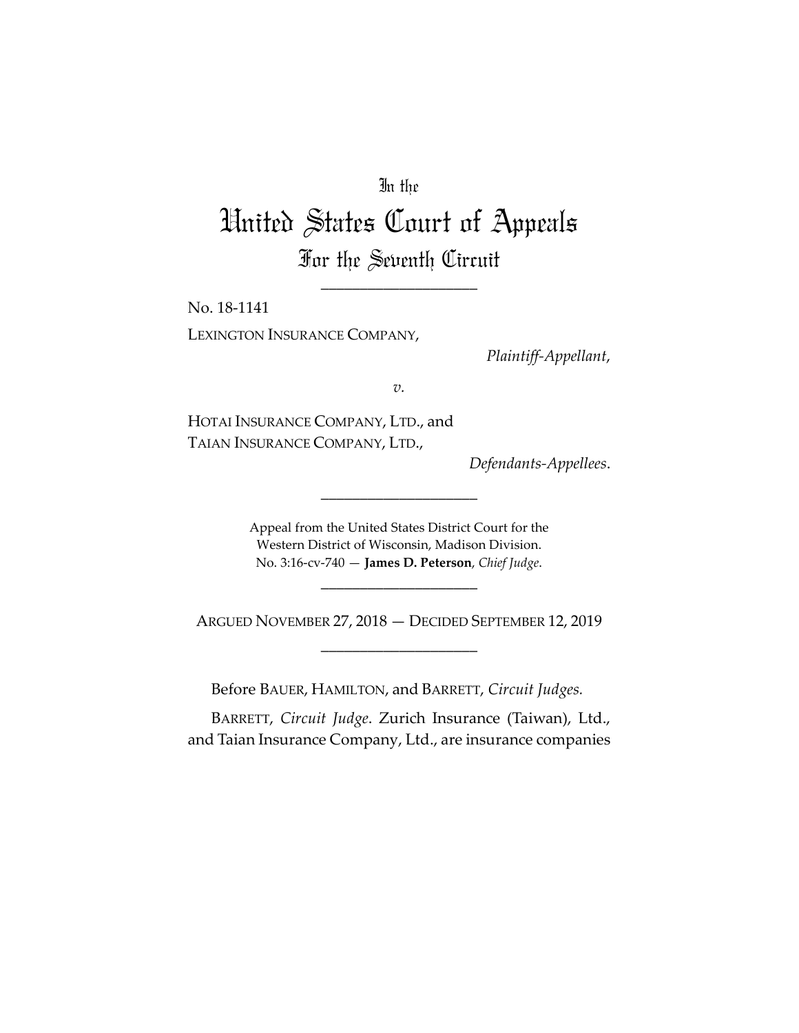In the

# United States Court of Appeals

## For the Seventh Circuit

____________________

No. 18-1141

LEXINGTON INSURANCE COMPANY,

*Plaintiff-Appellant*,

*v.*

HOTAI INSURANCE COMPANY, LTD., and
TAIAN INSURANCE COMPANY, LTD.,

*Defendants-Appellees*.

____________________

Appeal from the United States District Court for the
Western District of Wisconsin, Madison Division.
No. 3:16-cv-740 — **James D. Peterson**, *Chief Judge*.

____________________

ARGUED NOVEMBER 27, 2018 — DECIDED SEPTEMBER 12, 2019

____________________

Before BAUER, HAMILTON, and BARRETT, *Circuit Judges.*

BARRETT, *Circuit Judge*. Zurich Insurance (Taiwan), Ltd., and Taian Insurance Company, Ltd., are insurance companies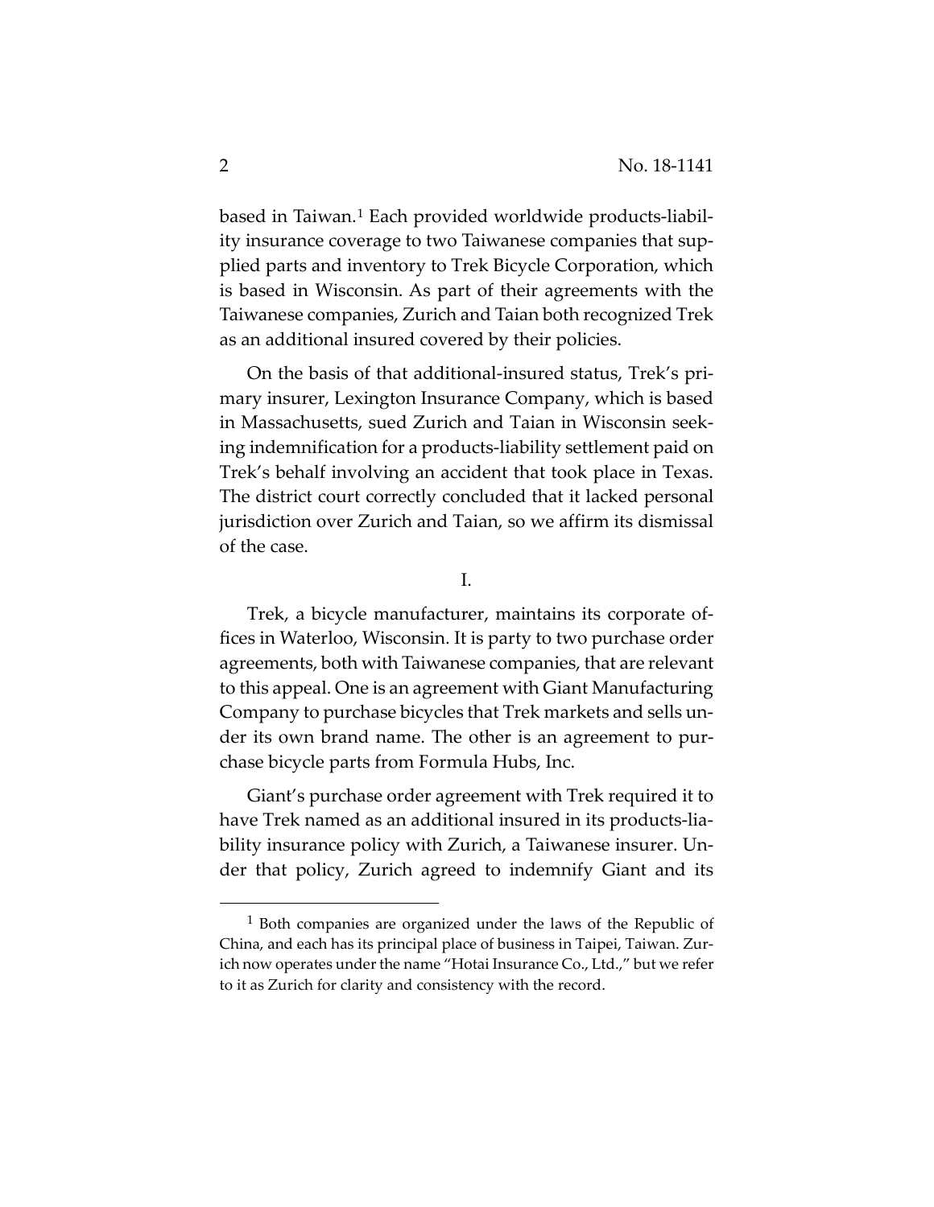based in Taiwan.[1] Each provided worldwide products-liability insurance coverage to two Taiwanese companies that supplied parts and inventory to Trek Bicycle Corporation, which is based in Wisconsin. As part of their agreements with the Taiwanese companies, Zurich and Taian both recognized Trek as an additional insured covered by their policies.

On the basis of that additional-insured status, Trek's primary insurer, Lexington Insurance Company, which is based in Massachusetts, sued Zurich and Taian in Wisconsin seeking indemnification for a products-liability settlement paid on Trek's behalf involving an accident that took place in Texas. The district court correctly concluded that it lacked personal jurisdiction over Zurich and Taian, so we affirm its dismissal of the case.

I.

Trek, a bicycle manufacturer, maintains its corporate offices in Waterloo, Wisconsin. It is party to two purchase order agreements, both with Taiwanese companies, that are relevant to this appeal. One is an agreement with Giant Manufacturing Company to purchase bicycles that Trek markets and sells under its own brand name. The other is an agreement to purchase bicycle parts from Formula Hubs, Inc.

Giant's purchase order agreement with Trek required it to have Trek named as an additional insured in its products-liability insurance policy with Zurich, a Taiwanese insurer. Under that policy, Zurich agreed to indemnify Giant and its

[1] Both companies are organized under the laws of the Republic of China, and each has its principal place of business in Taipei, Taiwan. Zurich now operates under the name "Hotai Insurance Co., Ltd.," but we refer to it as Zurich for clarity and consistency with the record.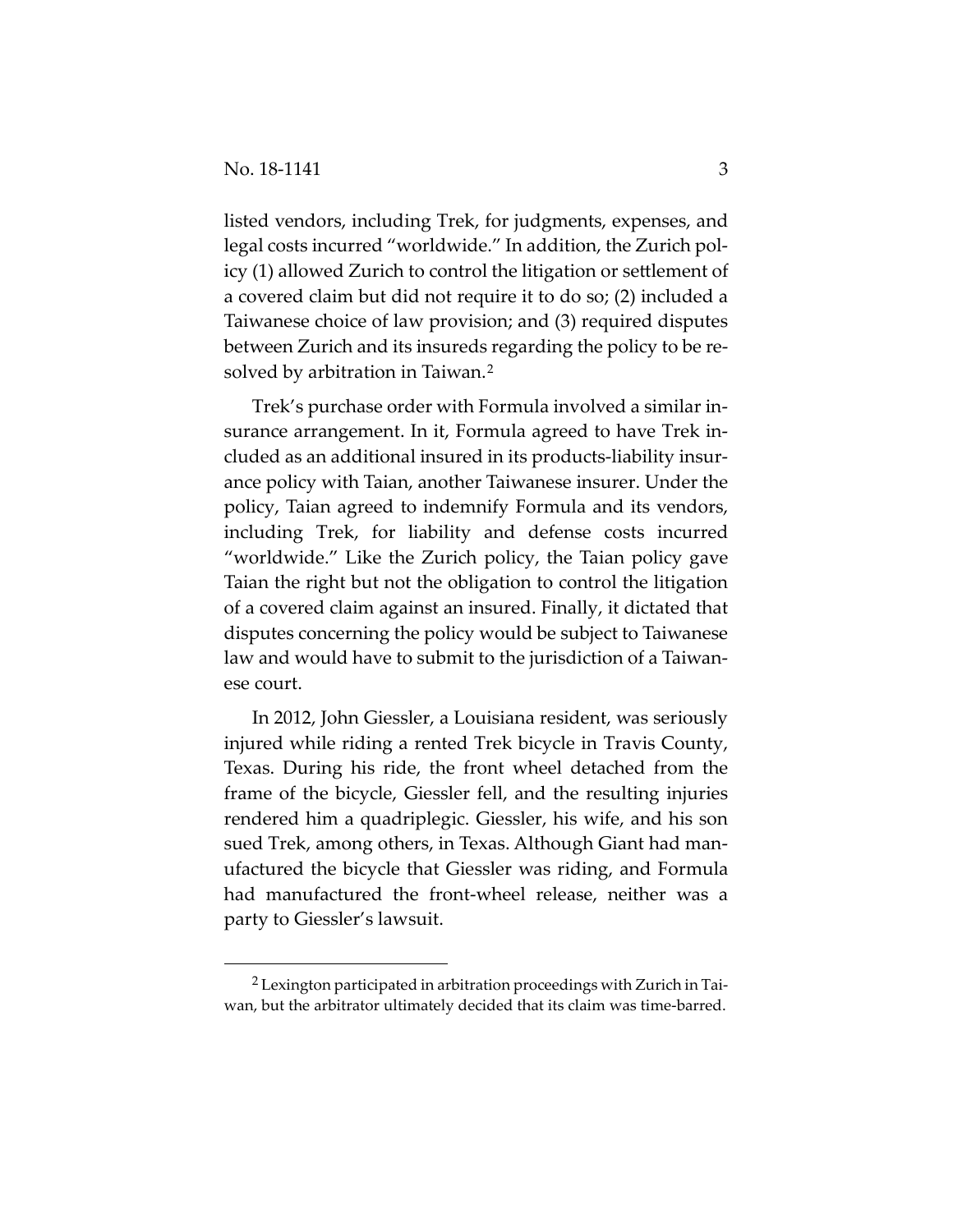listed vendors, including Trek, for judgments, expenses, and legal costs incurred "worldwide." In addition, the Zurich policy (1) allowed Zurich to control the litigation or settlement of a covered claim but did not require it to do so; (2) included a Taiwanese choice of law provision; and (3) required disputes between Zurich and its insureds regarding the policy to be resolved by arbitration in Taiwan.[2]

Trek's purchase order with Formula involved a similar insurance arrangement. In it, Formula agreed to have Trek included as an additional insured in its products-liability insurance policy with Taian, another Taiwanese insurer. Under the policy, Taian agreed to indemnify Formula and its vendors, including Trek, for liability and defense costs incurred "worldwide." Like the Zurich policy, the Taian policy gave Taian the right but not the obligation to control the litigation of a covered claim against an insured. Finally, it dictated that disputes concerning the policy would be subject to Taiwanese law and would have to submit to the jurisdiction of a Taiwanese court.

In 2012, John Giessler, a Louisiana resident, was seriously injured while riding a rented Trek bicycle in Travis County, Texas. During his ride, the front wheel detached from the frame of the bicycle, Giessler fell, and the resulting injuries rendered him a quadriplegic. Giessler, his wife, and his son sued Trek, among others, in Texas. Although Giant had manufactured the bicycle that Giessler was riding, and Formula had manufactured the front-wheel release, neither was a party to Giessler's lawsuit.

[2] Lexington participated in arbitration proceedings with Zurich in Taiwan, but the arbitrator ultimately decided that its claim was time-barred.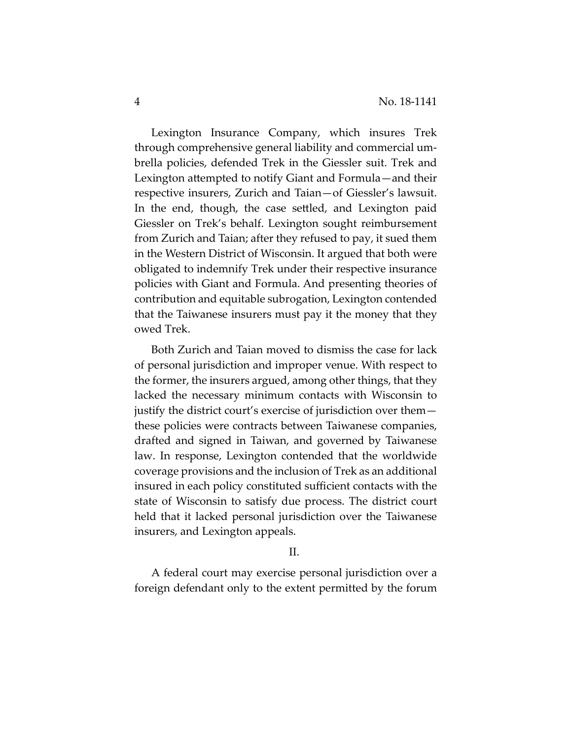Lexington Insurance Company, which insures Trek through comprehensive general liability and commercial umbrella policies, defended Trek in the Giessler suit. Trek and Lexington attempted to notify Giant and Formula—and their respective insurers, Zurich and Taian—of Giessler's lawsuit. In the end, though, the case settled, and Lexington paid Giessler on Trek's behalf. Lexington sought reimbursement from Zurich and Taian; after they refused to pay, it sued them in the Western District of Wisconsin. It argued that both were obligated to indemnify Trek under their respective insurance policies with Giant and Formula. And presenting theories of contribution and equitable subrogation, Lexington contended that the Taiwanese insurers must pay it the money that they owed Trek.

Both Zurich and Taian moved to dismiss the case for lack of personal jurisdiction and improper venue. With respect to the former, the insurers argued, among other things, that they lacked the necessary minimum contacts with Wisconsin to justify the district court's exercise of jurisdiction over them—these policies were contracts between Taiwanese companies, drafted and signed in Taiwan, and governed by Taiwanese law. In response, Lexington contended that the worldwide coverage provisions and the inclusion of Trek as an additional insured in each policy constituted sufficient contacts with the state of Wisconsin to satisfy due process. The district court held that it lacked personal jurisdiction over the Taiwanese insurers, and Lexington appeals.

## II.

A federal court may exercise personal jurisdiction over a foreign defendant only to the extent permitted by the forum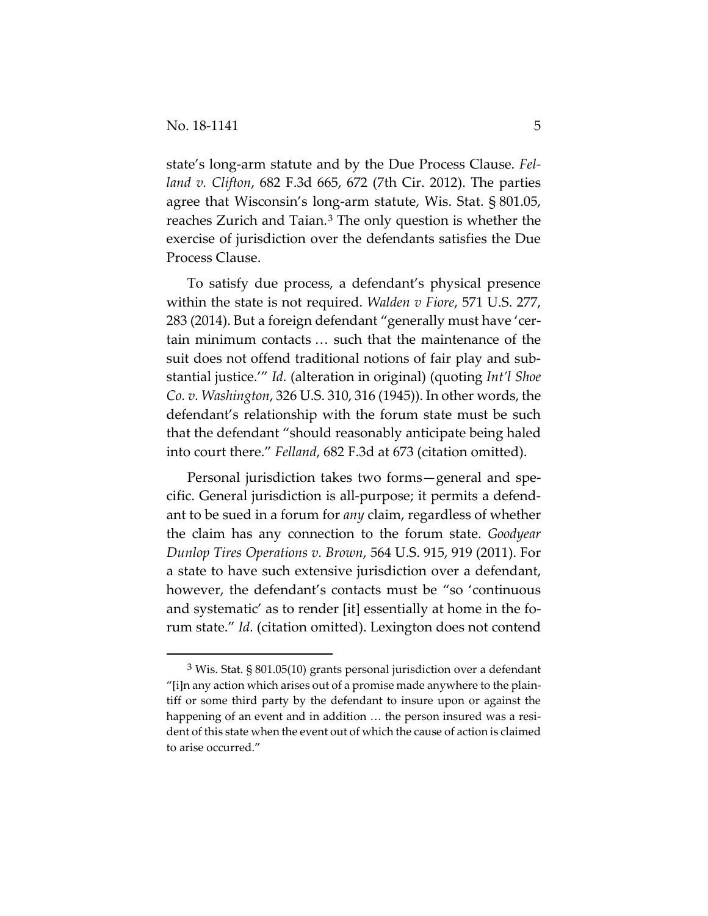state's long-arm statute and by the Due Process Clause. *Felland v. Clifton*, 682 F.3d 665, 672 (7th Cir. 2012). The parties agree that Wisconsin's long-arm statute, Wis. Stat. § 801.05, reaches Zurich and Taian.[3] The only question is whether the exercise of jurisdiction over the defendants satisfies the Due Process Clause.

To satisfy due process, a defendant's physical presence within the state is not required. *Walden v Fiore*, 571 U.S. 277, 283 (2014). But a foreign defendant "generally must have 'certain minimum contacts … such that the maintenance of the suit does not offend traditional notions of fair play and substantial justice.'" *Id.* (alteration in original) (quoting *Int'l Shoe Co. v. Washington*, 326 U.S. 310, 316 (1945)). In other words, the defendant's relationship with the forum state must be such that the defendant "should reasonably anticipate being haled into court there." *Felland*, 682 F.3d at 673 (citation omitted).

Personal jurisdiction takes two forms—general and specific. General jurisdiction is all-purpose; it permits a defendant to be sued in a forum for *any* claim, regardless of whether the claim has any connection to the forum state. *Goodyear Dunlop Tires Operations v. Brown*, 564 U.S. 915, 919 (2011). For a state to have such extensive jurisdiction over a defendant, however, the defendant's contacts must be "so 'continuous and systematic' as to render [it] essentially at home in the forum state." *Id.* (citation omitted). Lexington does not contend

---

[3] Wis. Stat. § 801.05(10) grants personal jurisdiction over a defendant "[i]n any action which arises out of a promise made anywhere to the plaintiff or some third party by the defendant to insure upon or against the happening of an event and in addition … the person insured was a resident of this state when the event out of which the cause of action is claimed to arise occurred."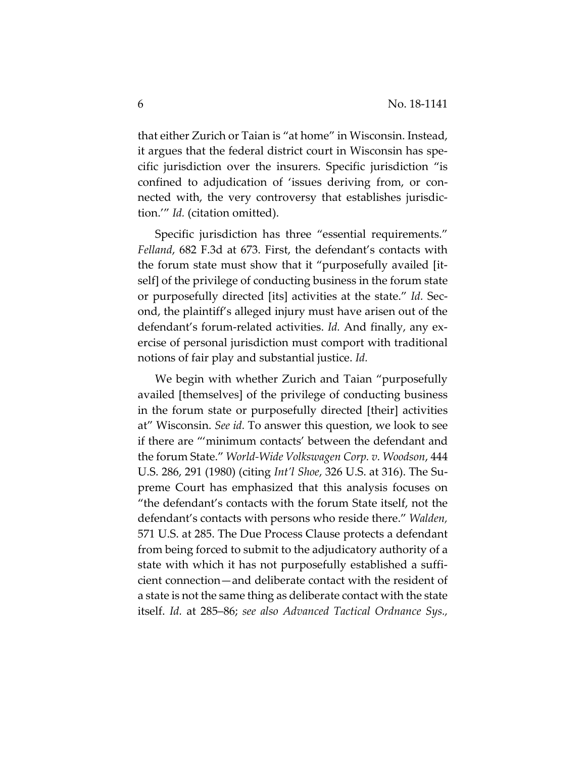that either Zurich or Taian is "at home" in Wisconsin. Instead, it argues that the federal district court in Wisconsin has specific jurisdiction over the insurers. Specific jurisdiction "is confined to adjudication of 'issues deriving from, or connected with, the very controversy that establishes jurisdiction.'" *Id.* (citation omitted).

Specific jurisdiction has three "essential requirements." *Felland*, 682 F.3d at 673. First, the defendant's contacts with the forum state must show that it "purposefully availed [itself] of the privilege of conducting business in the forum state or purposefully directed [its] activities at the state." *Id.* Second, the plaintiff's alleged injury must have arisen out of the defendant's forum-related activities. *Id.* And finally, any exercise of personal jurisdiction must comport with traditional notions of fair play and substantial justice. *Id.*

We begin with whether Zurich and Taian "purposefully availed [themselves] of the privilege of conducting business in the forum state or purposefully directed [their] activities at" Wisconsin. *See id.* To answer this question, we look to see if there are "'minimum contacts' between the defendant and the forum State." *World-Wide Volkswagen Corp. v. Woodson*, 444 U.S. 286, 291 (1980) (citing *Int'l Shoe*, 326 U.S. at 316). The Supreme Court has emphasized that this analysis focuses on "the defendant's contacts with the forum State itself, not the defendant's contacts with persons who reside there." *Walden,* 571 U.S. at 285. The Due Process Clause protects a defendant from being forced to submit to the adjudicatory authority of a state with which it has not purposefully established a sufficient connection—and deliberate contact with the resident of a state is not the same thing as deliberate contact with the state itself. *Id.* at 285–86; *see also Advanced Tactical Ordnance Sys.,*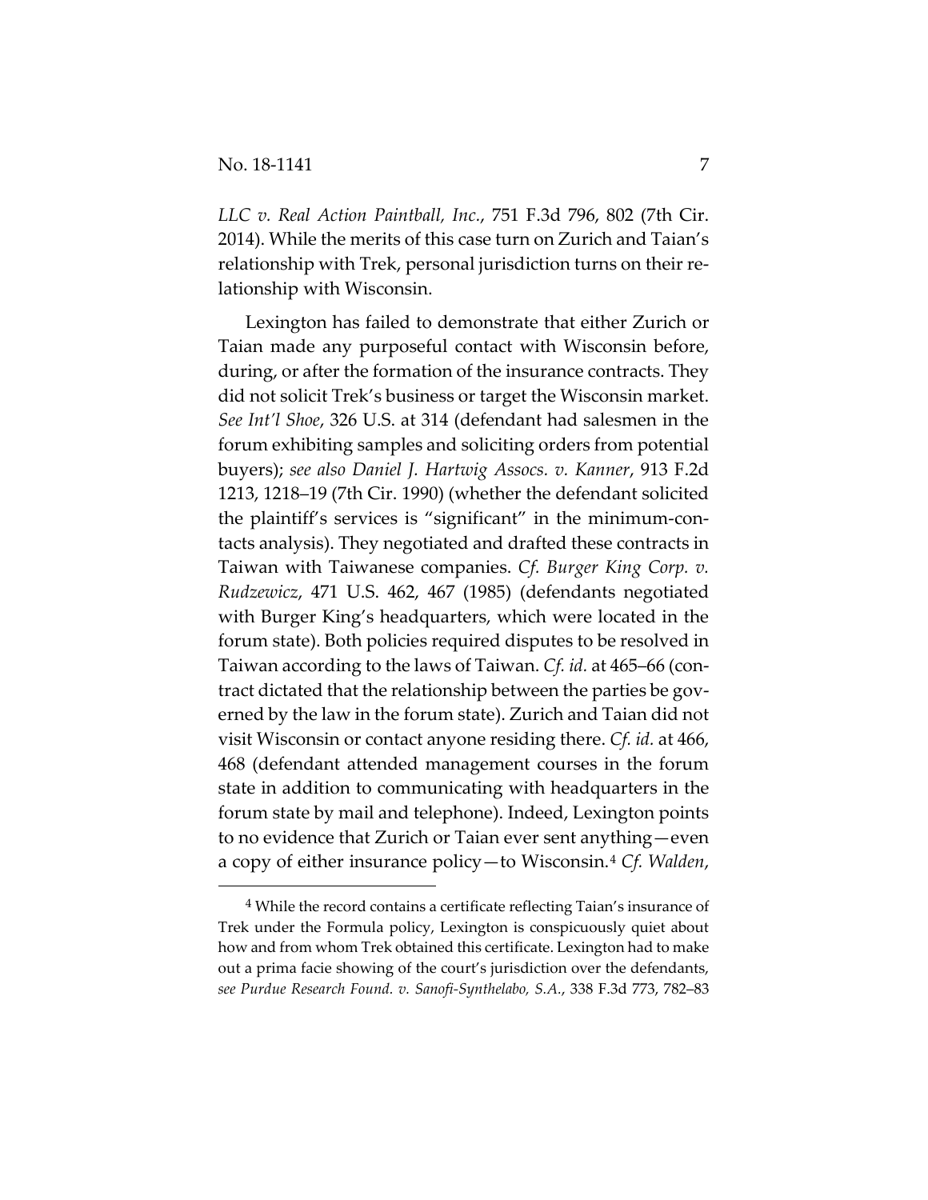*LLC v. Real Action Paintball, Inc.*, 751 F.3d 796, 802 (7th Cir. 2014). While the merits of this case turn on Zurich and Taian's relationship with Trek, personal jurisdiction turns on their relationship with Wisconsin.

Lexington has failed to demonstrate that either Zurich or Taian made any purposeful contact with Wisconsin before, during, or after the formation of the insurance contracts. They did not solicit Trek's business or target the Wisconsin market. *See Int'l Shoe*, 326 U.S. at 314 (defendant had salesmen in the forum exhibiting samples and soliciting orders from potential buyers); *see also Daniel J. Hartwig Assocs. v. Kanner*, 913 F.2d 1213, 1218–19 (7th Cir. 1990) (whether the defendant solicited the plaintiff's services is "significant" in the minimum-contacts analysis). They negotiated and drafted these contracts in Taiwan with Taiwanese companies. *Cf. Burger King Corp. v. Rudzewicz*, 471 U.S. 462, 467 (1985) (defendants negotiated with Burger King's headquarters, which were located in the forum state). Both policies required disputes to be resolved in Taiwan according to the laws of Taiwan. *Cf. id.* at 465–66 (contract dictated that the relationship between the parties be governed by the law in the forum state). Zurich and Taian did not visit Wisconsin or contact anyone residing there. *Cf. id.* at 466, 468 (defendant attended management courses in the forum state in addition to communicating with headquarters in the forum state by mail and telephone). Indeed, Lexington points to no evidence that Zurich or Taian ever sent anything—even a copy of either insurance policy—to Wisconsin.[4] *Cf. Walden*,

---

[4] While the record contains a certificate reflecting Taian's insurance of Trek under the Formula policy, Lexington is conspicuously quiet about how and from whom Trek obtained this certificate. Lexington had to make out a prima facie showing of the court's jurisdiction over the defendants, *see Purdue Research Found. v. Sanofi-Synthelabo, S.A.*, 338 F.3d 773, 782–83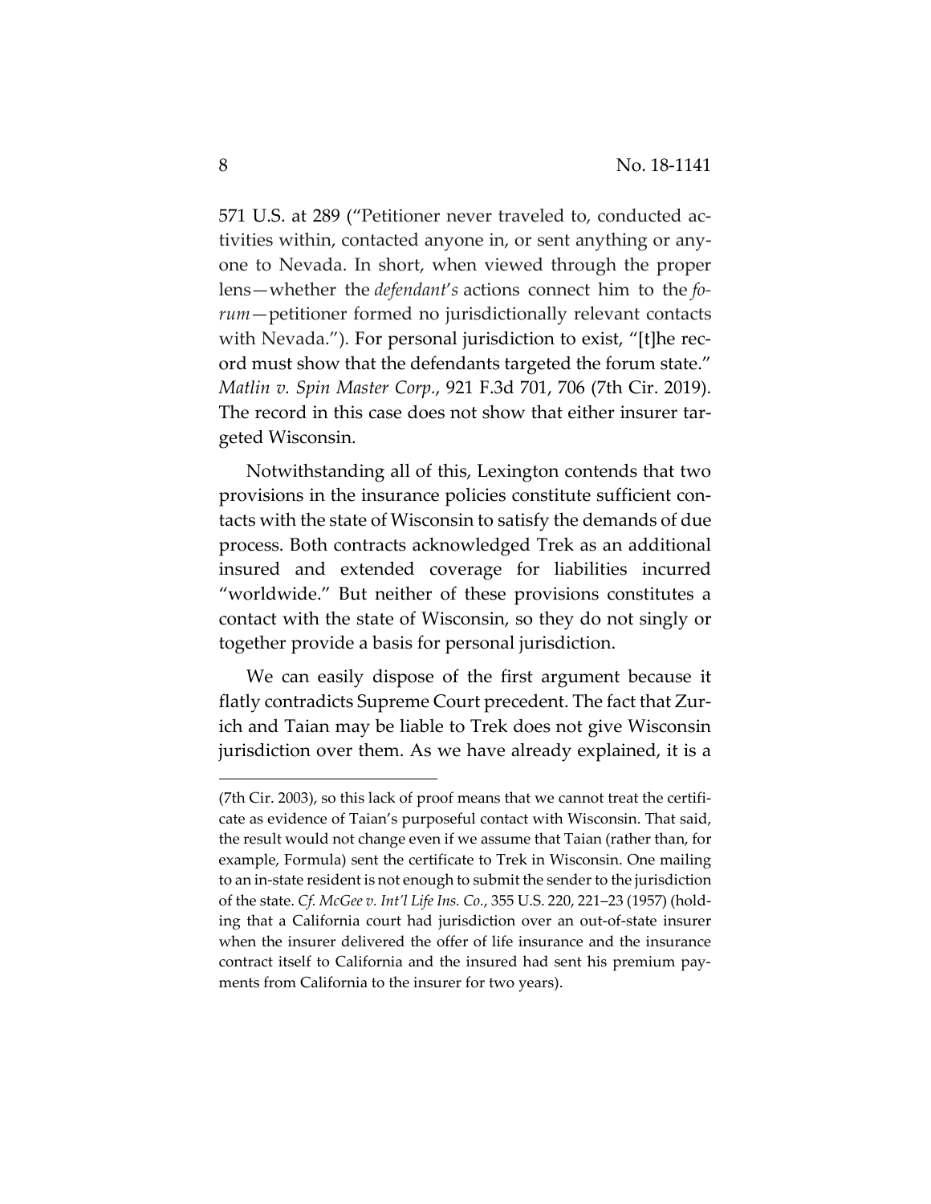571 U.S. at 289 ("Petitioner never traveled to, conducted activities within, contacted anyone in, or sent anything or anyone to Nevada. In short, when viewed through the proper lens—whether the *defendant's* actions connect him to the *forum*—petitioner formed no jurisdictionally relevant contacts with Nevada."). For personal jurisdiction to exist, "[t]he record must show that the defendants targeted the forum state." *Matlin v. Spin Master Corp.*, 921 F.3d 701, 706 (7th Cir. 2019). The record in this case does not show that either insurer targeted Wisconsin.

Notwithstanding all of this, Lexington contends that two provisions in the insurance policies constitute sufficient contacts with the state of Wisconsin to satisfy the demands of due process. Both contracts acknowledged Trek as an additional insured and extended coverage for liabilities incurred "worldwide." But neither of these provisions constitutes a contact with the state of Wisconsin, so they do not singly or together provide a basis for personal jurisdiction.

We can easily dispose of the first argument because it flatly contradicts Supreme Court precedent. The fact that Zurich and Taian may be liable to Trek does not give Wisconsin jurisdiction over them. As we have already explained, it is a

---

(7th Cir. 2003), so this lack of proof means that we cannot treat the certificate as evidence of Taian's purposeful contact with Wisconsin. That said, the result would not change even if we assume that Taian (rather than, for example, Formula) sent the certificate to Trek in Wisconsin. One mailing to an in-state resident is not enough to submit the sender to the jurisdiction of the state. *Cf. McGee v. Int'l Life Ins. Co.*, 355 U.S. 220, 221–23 (1957) (holding that a California court had jurisdiction over an out-of-state insurer when the insurer delivered the offer of life insurance and the insurance contract itself to California and the insured had sent his premium payments from California to the insurer for two years).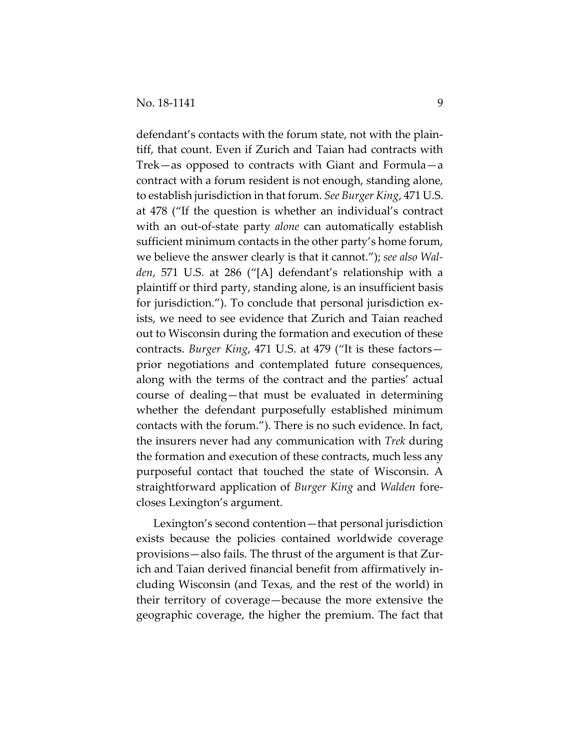defendant's contacts with the forum state, not with the plaintiff, that count. Even if Zurich and Taian had contracts with Trek—as opposed to contracts with Giant and Formula—a contract with a forum resident is not enough, standing alone, to establish jurisdiction in that forum. *See Burger King*, 471 U.S. at 478 ("If the question is whether an individual's contract with an out-of-state party *alone* can automatically establish sufficient minimum contacts in the other party's home forum, we believe the answer clearly is that it cannot."); *see also Walden*, 571 U.S. at 286 ("[A] defendant's relationship with a plaintiff or third party, standing alone, is an insufficient basis for jurisdiction."). To conclude that personal jurisdiction exists, we need to see evidence that Zurich and Taian reached out to Wisconsin during the formation and execution of these contracts. *Burger King*, 471 U.S. at 479 ("It is these factors—prior negotiations and contemplated future consequences, along with the terms of the contract and the parties' actual course of dealing—that must be evaluated in determining whether the defendant purposefully established minimum contacts with the forum."). There is no such evidence. In fact, the insurers never had any communication with *Trek* during the formation and execution of these contracts, much less any purposeful contact that touched the state of Wisconsin. A straightforward application of *Burger King* and *Walden* forecloses Lexington's argument.

Lexington's second contention—that personal jurisdiction exists because the policies contained worldwide coverage provisions—also fails. The thrust of the argument is that Zurich and Taian derived financial benefit from affirmatively including Wisconsin (and Texas, and the rest of the world) in their territory of coverage—because the more extensive the geographic coverage, the higher the premium. The fact that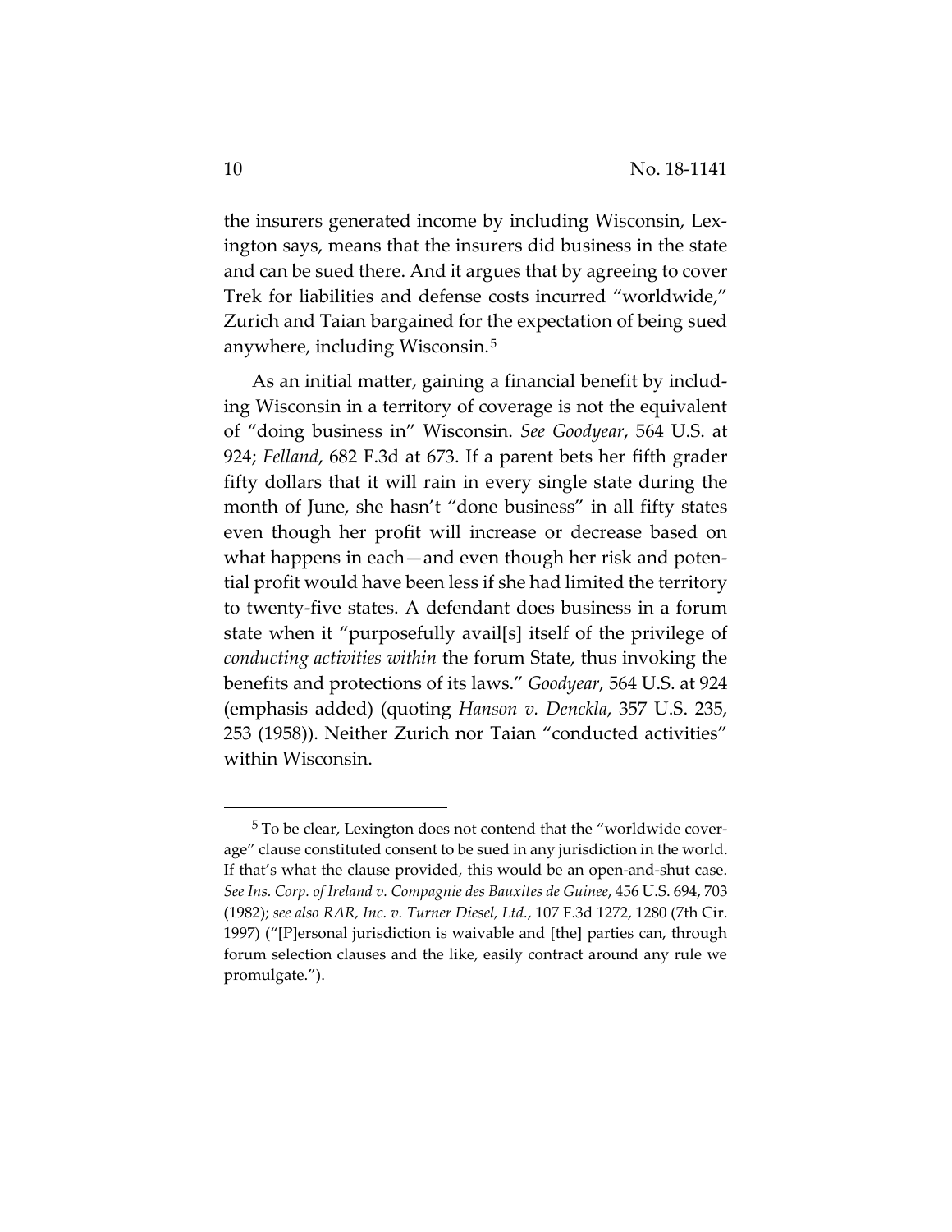the insurers generated income by including Wisconsin, Lexington says, means that the insurers did business in the state and can be sued there. And it argues that by agreeing to cover Trek for liabilities and defense costs incurred "worldwide," Zurich and Taian bargained for the expectation of being sued anywhere, including Wisconsin.[5]

As an initial matter, gaining a financial benefit by including Wisconsin in a territory of coverage is not the equivalent of "doing business in" Wisconsin. *See Goodyear*, 564 U.S. at 924; *Felland*, 682 F.3d at 673. If a parent bets her fifth grader fifty dollars that it will rain in every single state during the month of June, she hasn't "done business" in all fifty states even though her profit will increase or decrease based on what happens in each—and even though her risk and potential profit would have been less if she had limited the territory to twenty-five states. A defendant does business in a forum state when it "purposefully avail[s] itself of the privilege of *conducting activities within* the forum State, thus invoking the benefits and protections of its laws." *Goodyear*, 564 U.S. at 924 (emphasis added) (quoting *Hanson v. Denckla*, 357 U.S. 235, 253 (1958)). Neither Zurich nor Taian "conducted activities" within Wisconsin.

---

[5] To be clear, Lexington does not contend that the "worldwide coverage" clause constituted consent to be sued in any jurisdiction in the world. If that's what the clause provided, this would be an open-and-shut case. *See Ins. Corp. of Ireland v. Compagnie des Bauxites de Guinee*, 456 U.S. 694, 703 (1982); *see also RAR, Inc. v. Turner Diesel, Ltd.*, 107 F.3d 1272, 1280 (7th Cir. 1997) ("[P]ersonal jurisdiction is waivable and [the] parties can, through forum selection clauses and the like, easily contract around any rule we promulgate.").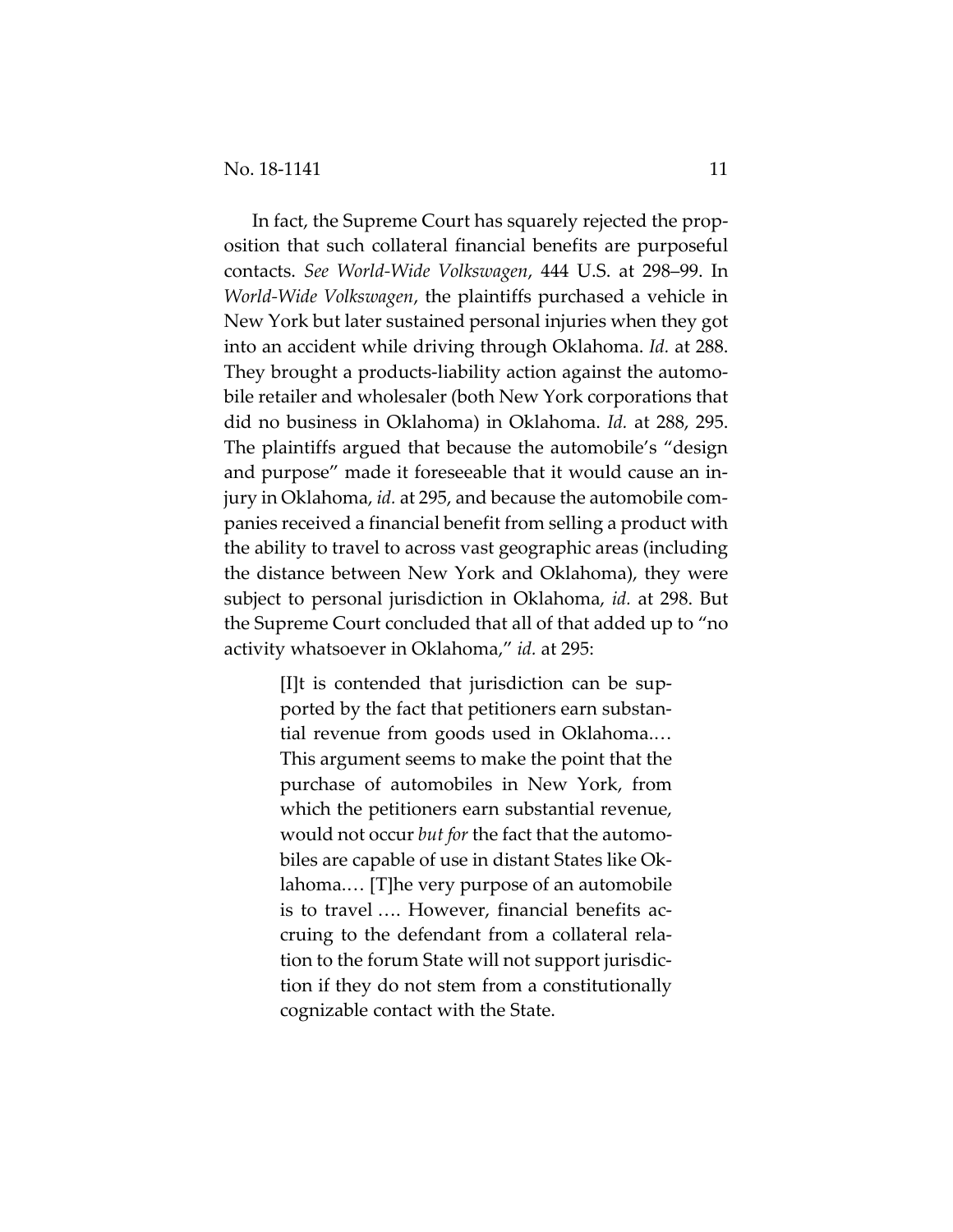In fact, the Supreme Court has squarely rejected the proposition that such collateral financial benefits are purposeful contacts. *See World-Wide Volkswagen*, 444 U.S. at 298–99. In *World-Wide Volkswagen*, the plaintiffs purchased a vehicle in New York but later sustained personal injuries when they got into an accident while driving through Oklahoma. *Id.* at 288. They brought a products-liability action against the automobile retailer and wholesaler (both New York corporations that did no business in Oklahoma) in Oklahoma. *Id.* at 288, 295. The plaintiffs argued that because the automobile's "design and purpose" made it foreseeable that it would cause an injury in Oklahoma, *id.* at 295, and because the automobile companies received a financial benefit from selling a product with the ability to travel to across vast geographic areas (including the distance between New York and Oklahoma), they were subject to personal jurisdiction in Oklahoma, *id.* at 298. But the Supreme Court concluded that all of that added up to "no activity whatsoever in Oklahoma," *id.* at 295:

> [I]t is contended that jurisdiction can be supported by the fact that petitioners earn substantial revenue from goods used in Oklahoma.… This argument seems to make the point that the purchase of automobiles in New York, from which the petitioners earn substantial revenue, would not occur *but for* the fact that the automobiles are capable of use in distant States like Oklahoma.… [T]he very purpose of an automobile is to travel …. However, financial benefits accruing to the defendant from a collateral relation to the forum State will not support jurisdiction if they do not stem from a constitutionally cognizable contact with the State.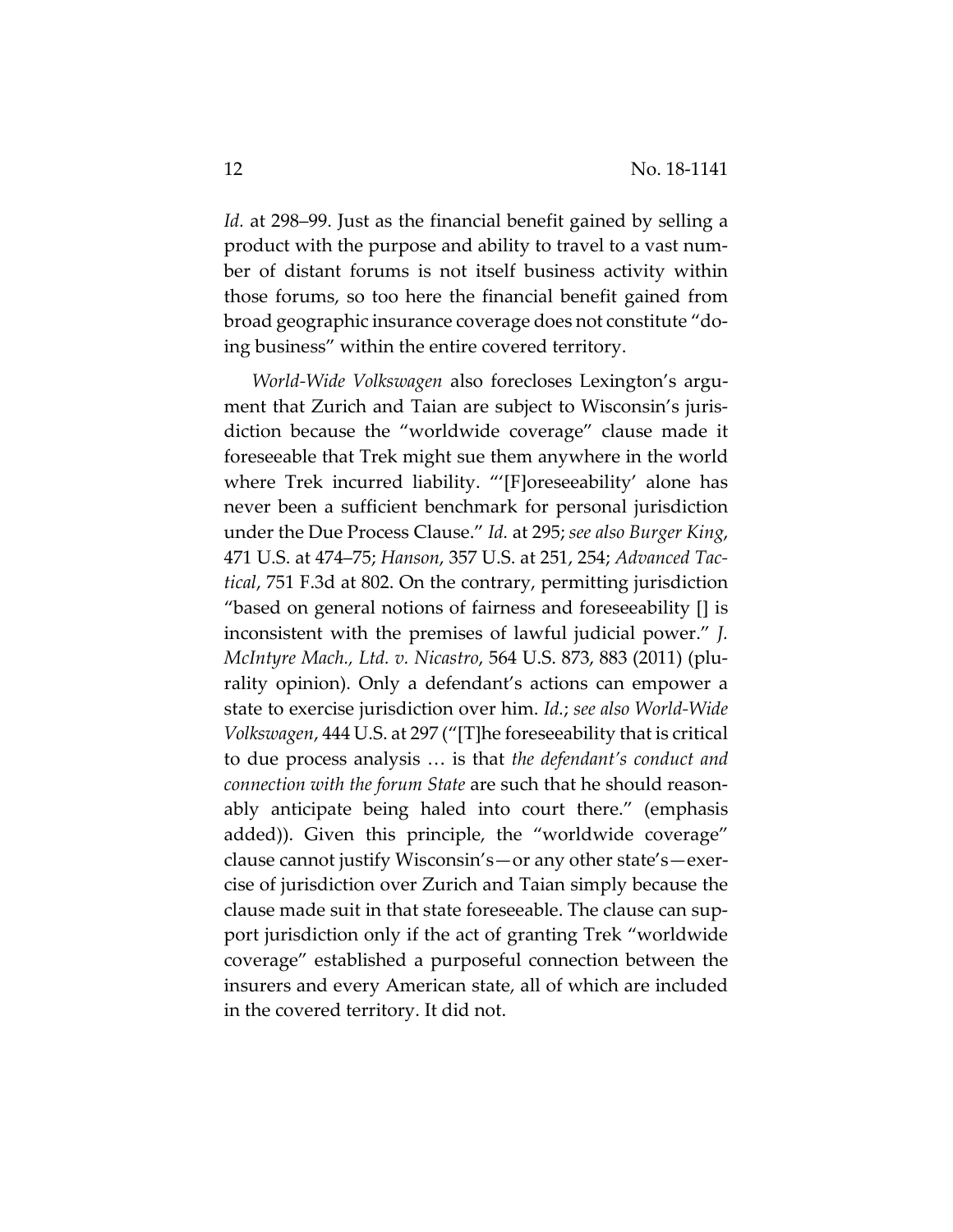*Id.* at 298–99. Just as the financial benefit gained by selling a product with the purpose and ability to travel to a vast number of distant forums is not itself business activity within those forums, so too here the financial benefit gained from broad geographic insurance coverage does not constitute "doing business" within the entire covered territory.

*World-Wide Volkswagen* also forecloses Lexington's argument that Zurich and Taian are subject to Wisconsin's jurisdiction because the "worldwide coverage" clause made it foreseeable that Trek might sue them anywhere in the world where Trek incurred liability. "'[F]oreseeability' alone has never been a sufficient benchmark for personal jurisdiction under the Due Process Clause." *Id.* at 295; *see also Burger King*, 471 U.S. at 474–75; *Hanson*, 357 U.S. at 251, 254; *Advanced Tactical*, 751 F.3d at 802. On the contrary, permitting jurisdiction "based on general notions of fairness and foreseeability [] is inconsistent with the premises of lawful judicial power." *J. McIntyre Mach., Ltd. v. Nicastro*, 564 U.S. 873, 883 (2011) (plurality opinion). Only a defendant's actions can empower a state to exercise jurisdiction over him. *Id.*; *see also World-Wide Volkswagen*, 444 U.S. at 297 ("[T]he foreseeability that is critical to due process analysis … is that *the defendant's conduct and connection with the forum State* are such that he should reasonably anticipate being haled into court there." (emphasis added)). Given this principle, the "worldwide coverage" clause cannot justify Wisconsin's—or any other state's—exercise of jurisdiction over Zurich and Taian simply because the clause made suit in that state foreseeable. The clause can support jurisdiction only if the act of granting Trek "worldwide coverage" established a purposeful connection between the insurers and every American state, all of which are included in the covered territory. It did not.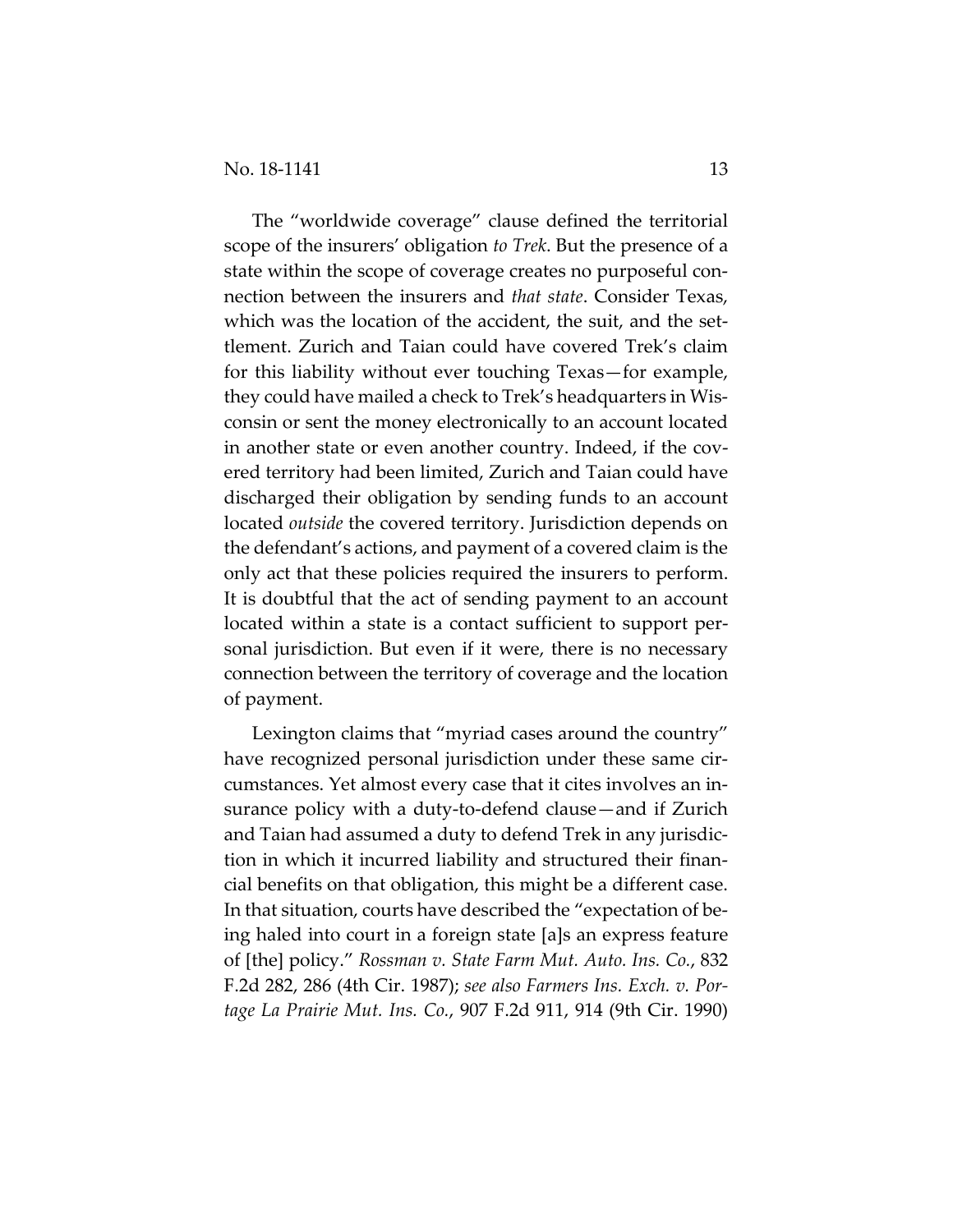The "worldwide coverage" clause defined the territorial scope of the insurers' obligation *to Trek*. But the presence of a state within the scope of coverage creates no purposeful connection between the insurers and *that state*. Consider Texas, which was the location of the accident, the suit, and the settlement. Zurich and Taian could have covered Trek's claim for this liability without ever touching Texas—for example, they could have mailed a check to Trek's headquarters in Wisconsin or sent the money electronically to an account located in another state or even another country. Indeed, if the covered territory had been limited, Zurich and Taian could have discharged their obligation by sending funds to an account located *outside* the covered territory. Jurisdiction depends on the defendant's actions, and payment of a covered claim is the only act that these policies required the insurers to perform. It is doubtful that the act of sending payment to an account located within a state is a contact sufficient to support personal jurisdiction. But even if it were, there is no necessary connection between the territory of coverage and the location of payment.

Lexington claims that "myriad cases around the country" have recognized personal jurisdiction under these same circumstances. Yet almost every case that it cites involves an insurance policy with a duty-to-defend clause—and if Zurich and Taian had assumed a duty to defend Trek in any jurisdiction in which it incurred liability and structured their financial benefits on that obligation, this might be a different case. In that situation, courts have described the "expectation of being haled into court in a foreign state [a]s an express feature of [the] policy." *Rossman v. State Farm Mut. Auto. Ins. Co.*, 832 F.2d 282, 286 (4th Cir. 1987); *see also Farmers Ins. Exch. v. Portage La Prairie Mut. Ins. Co.*, 907 F.2d 911, 914 (9th Cir. 1990)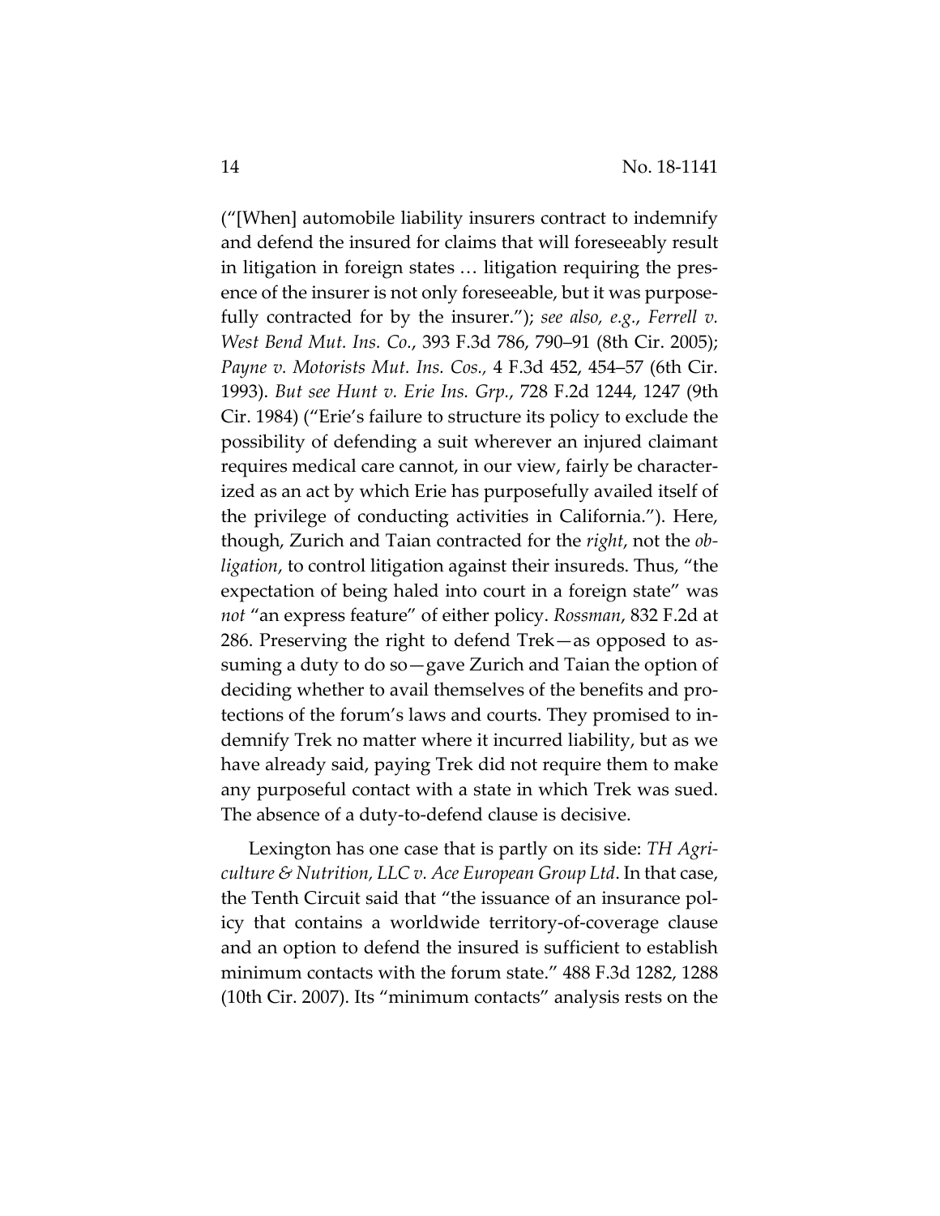("[When] automobile liability insurers contract to indemnify and defend the insured for claims that will foreseeably result in litigation in foreign states … litigation requiring the presence of the insurer is not only foreseeable, but it was purposefully contracted for by the insurer."); *see also, e.g.*, *Ferrell v. West Bend Mut. Ins. Co.*, 393 F.3d 786, 790–91 (8th Cir. 2005); *Payne v. Motorists Mut. Ins. Cos.*, 4 F.3d 452, 454–57 (6th Cir. 1993). *But see Hunt v. Erie Ins. Grp.*, 728 F.2d 1244, 1247 (9th Cir. 1984) ("Erie's failure to structure its policy to exclude the possibility of defending a suit wherever an injured claimant requires medical care cannot, in our view, fairly be characterized as an act by which Erie has purposefully availed itself of the privilege of conducting activities in California."). Here, though, Zurich and Taian contracted for the *right*, not the *obligation*, to control litigation against their insureds. Thus, "the expectation of being haled into court in a foreign state" was *not* "an express feature" of either policy. *Rossman*, 832 F.2d at 286. Preserving the right to defend Trek—as opposed to assuming a duty to do so—gave Zurich and Taian the option of deciding whether to avail themselves of the benefits and protections of the forum's laws and courts. They promised to indemnify Trek no matter where it incurred liability, but as we have already said, paying Trek did not require them to make any purposeful contact with a state in which Trek was sued. The absence of a duty-to-defend clause is decisive.

Lexington has one case that is partly on its side: *TH Agriculture & Nutrition, LLC v. Ace European Group Ltd*. In that case, the Tenth Circuit said that "the issuance of an insurance policy that contains a worldwide territory-of-coverage clause and an option to defend the insured is sufficient to establish minimum contacts with the forum state." 488 F.3d 1282, 1288 (10th Cir. 2007). Its "minimum contacts" analysis rests on the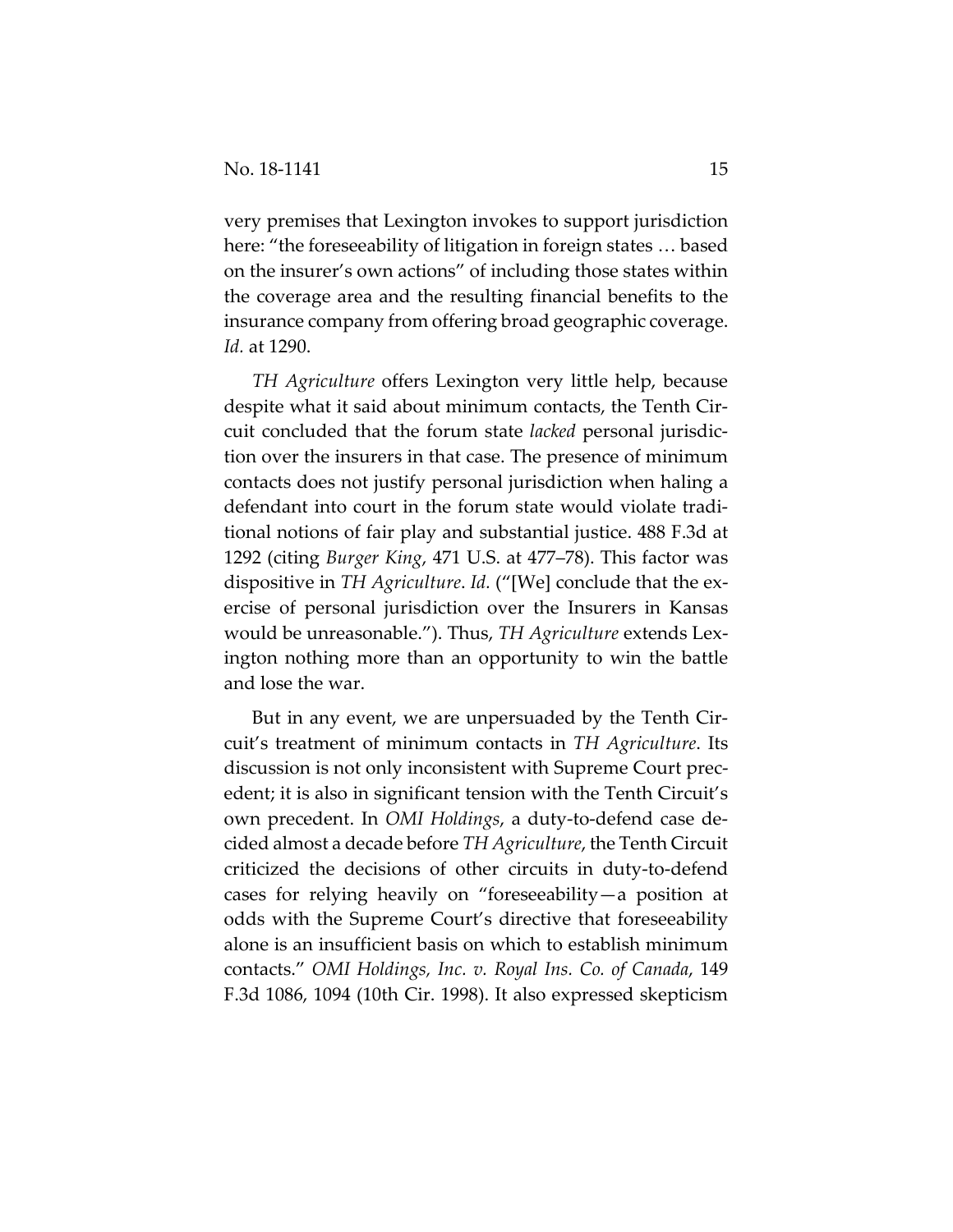very premises that Lexington invokes to support jurisdiction here: "the foreseeability of litigation in foreign states … based on the insurer's own actions" of including those states within the coverage area and the resulting financial benefits to the insurance company from offering broad geographic coverage. *Id.* at 1290.

*TH Agriculture* offers Lexington very little help, because despite what it said about minimum contacts, the Tenth Circuit concluded that the forum state *lacked* personal jurisdiction over the insurers in that case. The presence of minimum contacts does not justify personal jurisdiction when haling a defendant into court in the forum state would violate traditional notions of fair play and substantial justice. 488 F.3d at 1292 (citing *Burger King*, 471 U.S. at 477–78). This factor was dispositive in *TH Agriculture*. *Id.* ("[We] conclude that the exercise of personal jurisdiction over the Insurers in Kansas would be unreasonable."). Thus, *TH Agriculture* extends Lexington nothing more than an opportunity to win the battle and lose the war.

But in any event, we are unpersuaded by the Tenth Circuit's treatment of minimum contacts in *TH Agriculture*. Its discussion is not only inconsistent with Supreme Court precedent; it is also in significant tension with the Tenth Circuit's own precedent. In *OMI Holdings*, a duty-to-defend case decided almost a decade before *TH Agriculture*, the Tenth Circuit criticized the decisions of other circuits in duty-to-defend cases for relying heavily on "foreseeability—a position at odds with the Supreme Court's directive that foreseeability alone is an insufficient basis on which to establish minimum contacts." *OMI Holdings, Inc. v. Royal Ins. Co. of Canada*, 149 F.3d 1086, 1094 (10th Cir. 1998). It also expressed skepticism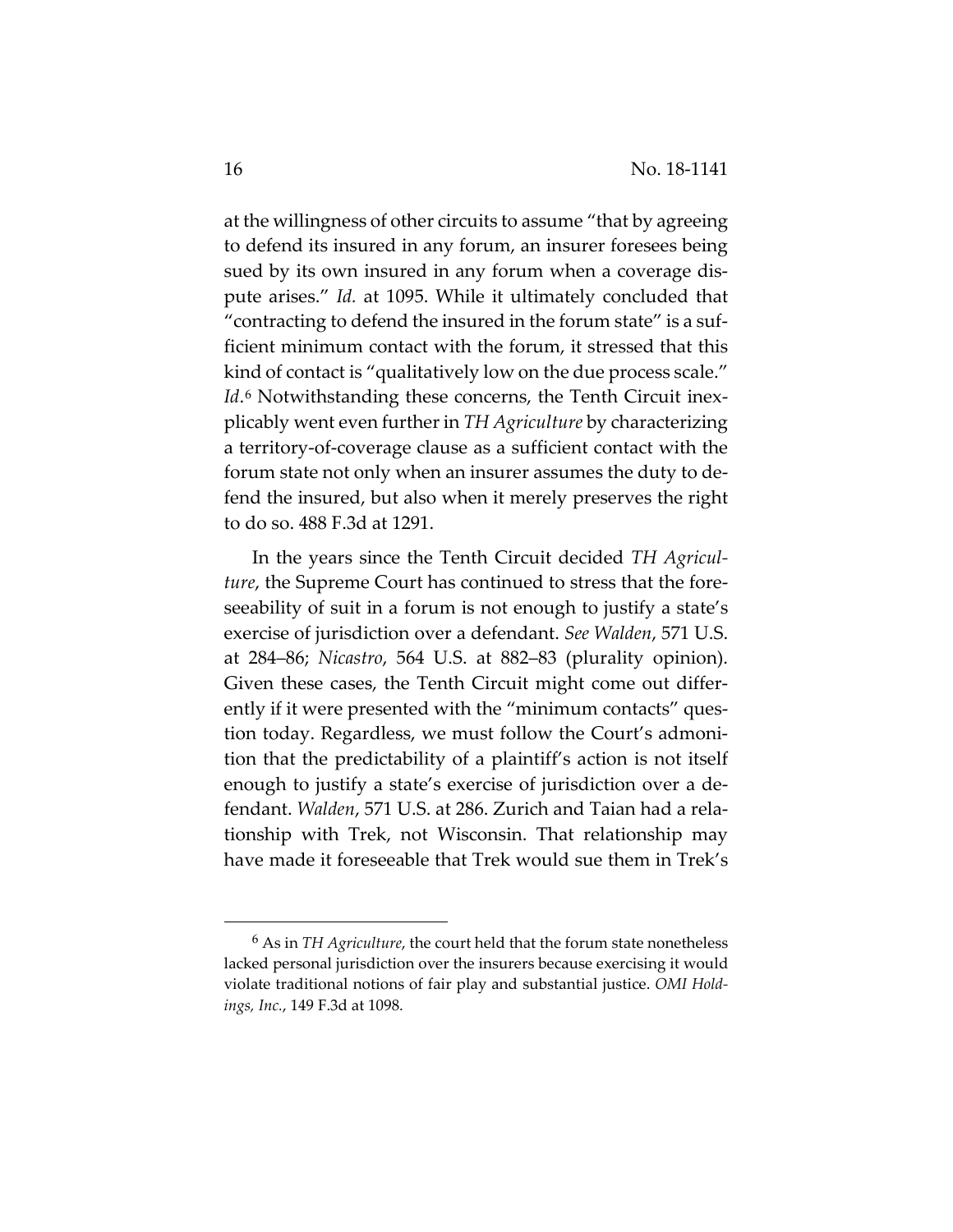at the willingness of other circuits to assume "that by agreeing to defend its insured in any forum, an insurer foresees being sued by its own insured in any forum when a coverage dispute arises." *Id.* at 1095. While it ultimately concluded that "contracting to defend the insured in the forum state" is a sufficient minimum contact with the forum, it stressed that this kind of contact is "qualitatively low on the due process scale." *Id.*[6] Notwithstanding these concerns, the Tenth Circuit inexplicably went even further in *TH Agriculture* by characterizing a territory-of-coverage clause as a sufficient contact with the forum state not only when an insurer assumes the duty to defend the insured, but also when it merely preserves the right to do so. 488 F.3d at 1291.

In the years since the Tenth Circuit decided *TH Agriculture*, the Supreme Court has continued to stress that the foreseeability of suit in a forum is not enough to justify a state's exercise of jurisdiction over a defendant. *See Walden*, 571 U.S. at 284–86; *Nicastro*, 564 U.S. at 882–83 (plurality opinion). Given these cases, the Tenth Circuit might come out differently if it were presented with the "minimum contacts" question today. Regardless, we must follow the Court's admonition that the predictability of a plaintiff's action is not itself enough to justify a state's exercise of jurisdiction over a defendant. *Walden*, 571 U.S. at 286. Zurich and Taian had a relationship with Trek, not Wisconsin. That relationship may have made it foreseeable that Trek would sue them in Trek's

---

[6] As in *TH Agriculture*, the court held that the forum state nonetheless lacked personal jurisdiction over the insurers because exercising it would violate traditional notions of fair play and substantial justice. *OMI Holdings, Inc.*, 149 F.3d at 1098.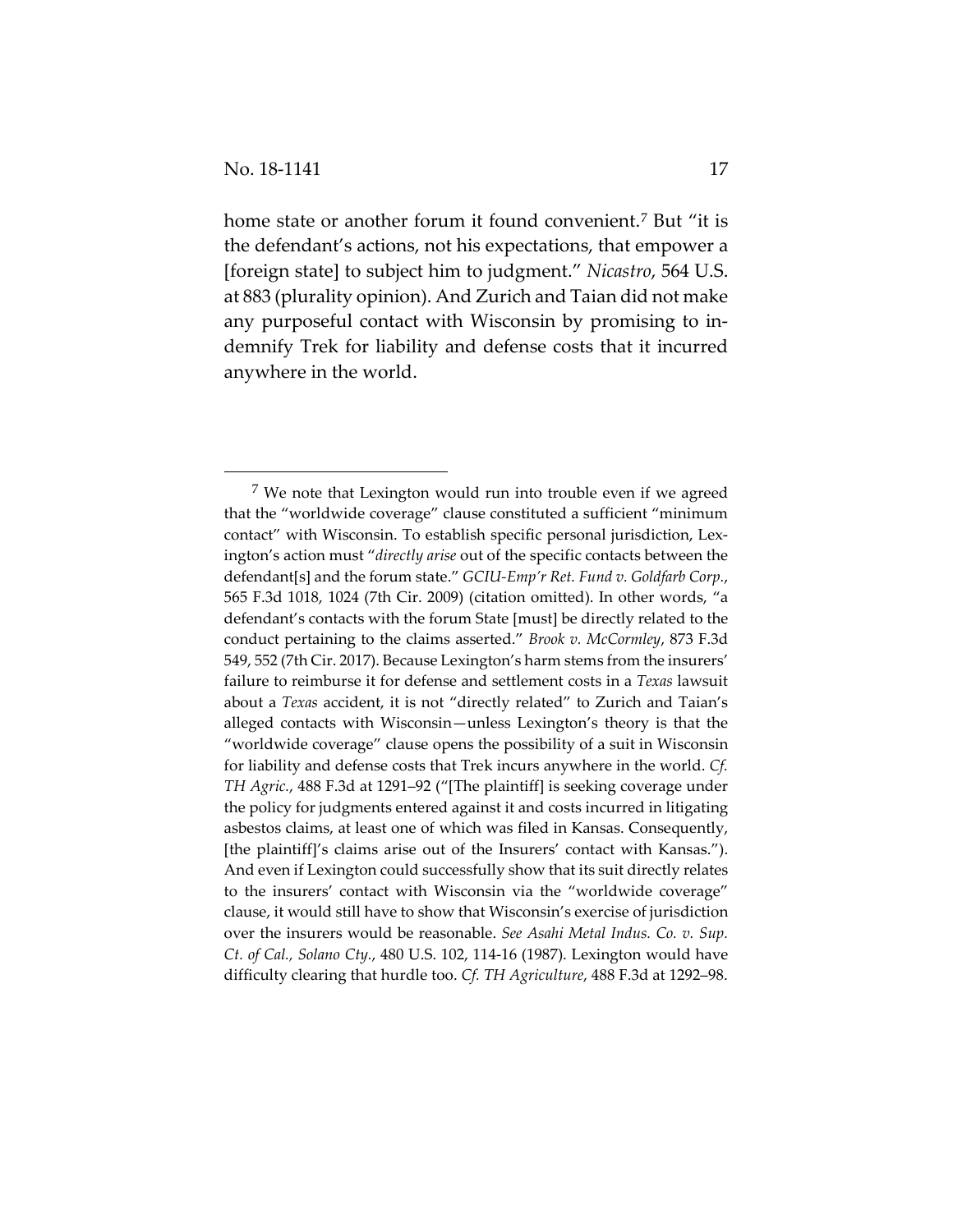home state or another forum it found convenient.[7] But "it is the defendant's actions, not his expectations, that empower a [foreign state] to subject him to judgment." *Nicastro*, 564 U.S. at 883 (plurality opinion). And Zurich and Taian did not make any purposeful contact with Wisconsin by promising to indemnify Trek for liability and defense costs that it incurred anywhere in the world.

---

[7] We note that Lexington would run into trouble even if we agreed that the "worldwide coverage" clause constituted a sufficient "minimum contact" with Wisconsin. To establish specific personal jurisdiction, Lexington's action must "*directly arise* out of the specific contacts between the defendant[s] and the forum state." *GCIU-Emp'r Ret. Fund v. Goldfarb Corp.*, 565 F.3d 1018, 1024 (7th Cir. 2009) (citation omitted). In other words, "a defendant's contacts with the forum State [must] be directly related to the conduct pertaining to the claims asserted." *Brook v. McCormley*, 873 F.3d 549, 552 (7th Cir. 2017). Because Lexington's harm stems from the insurers' failure to reimburse it for defense and settlement costs in a *Texas* lawsuit about a *Texas* accident, it is not "directly related" to Zurich and Taian's alleged contacts with Wisconsin—unless Lexington's theory is that the "worldwide coverage" clause opens the possibility of a suit in Wisconsin for liability and defense costs that Trek incurs anywhere in the world. *Cf. TH Agric.*, 488 F.3d at 1291–92 ("[The plaintiff] is seeking coverage under the policy for judgments entered against it and costs incurred in litigating asbestos claims, at least one of which was filed in Kansas. Consequently, [the plaintiff]'s claims arise out of the Insurers' contact with Kansas."). And even if Lexington could successfully show that its suit directly relates to the insurers' contact with Wisconsin via the "worldwide coverage" clause, it would still have to show that Wisconsin's exercise of jurisdiction over the insurers would be reasonable. *See Asahi Metal Indus. Co. v. Sup. Ct. of Cal., Solano Cty.*, 480 U.S. 102, 114-16 (1987). Lexington would have difficulty clearing that hurdle too. *Cf. TH Agriculture*, 488 F.3d at 1292–98.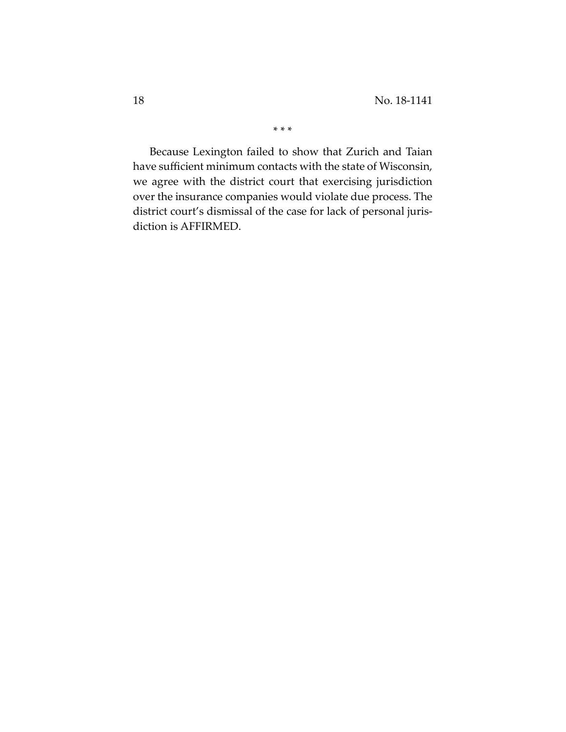\* \* \*

Because Lexington failed to show that Zurich and Taian have sufficient minimum contacts with the state of Wisconsin, we agree with the district court that exercising jurisdiction over the insurance companies would violate due process. The district court's dismissal of the case for lack of personal jurisdiction is AFFIRMED.